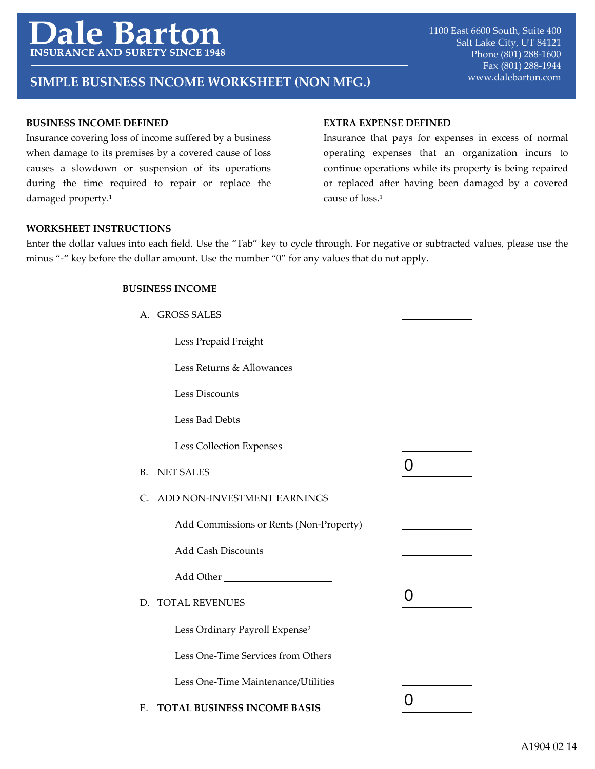# Dale Barton

**INSURANCE AND SURETY SINCE 1948**

1100 East 6600 South, Suite 400
Salt Lake City, UT 84121
Phone (801) 288-1600
Fax (801) 288-1944
www.dalebarton.com

## SIMPLE BUSINESS INCOME WORKSHEET (NON MFG.)

**BUSINESS INCOME DEFINED**

Insurance covering loss of income suffered by a business when damage to its premises by a covered cause of loss causes a slowdown or suspension of its operations during the time required to repair or replace the damaged property.[1]

**EXTRA EXPENSE DEFINED**

Insurance that pays for expenses in excess of normal operating expenses that an organization incurs to continue operations while its property is being repaired or replaced after having been damaged by a covered cause of loss.[1]

**WORKSHEET INSTRUCTIONS**

Enter the dollar values into each field. Use the "Tab" key to cycle through. For negative or subtracted values, please use the minus "-" key before the dollar amount. Use the number "0" for any values that do not apply.

**BUSINESS INCOME**

| | |
|---|---|
| A. GROSS SALES | |
| Less Prepaid Freight | |
| Less Returns & Allowances | |
| Less Discounts | |
| Less Bad Debts | |
| Less Collection Expenses | |
| B. NET SALES | 0 |
| C. ADD NON-INVESTMENT EARNINGS | |
| Add Commissions or Rents (Non-Property) | |
| Add Cash Discounts | |
| Add Other ____________________ | |
| D. TOTAL REVENUES | 0 |
| Less Ordinary Payroll Expense[2] | |
| Less One-Time Services from Others | |
| Less One-Time Maintenance/Utilities | |
| E. **TOTAL BUSINESS INCOME BASIS** | 0 |

A1904 02 14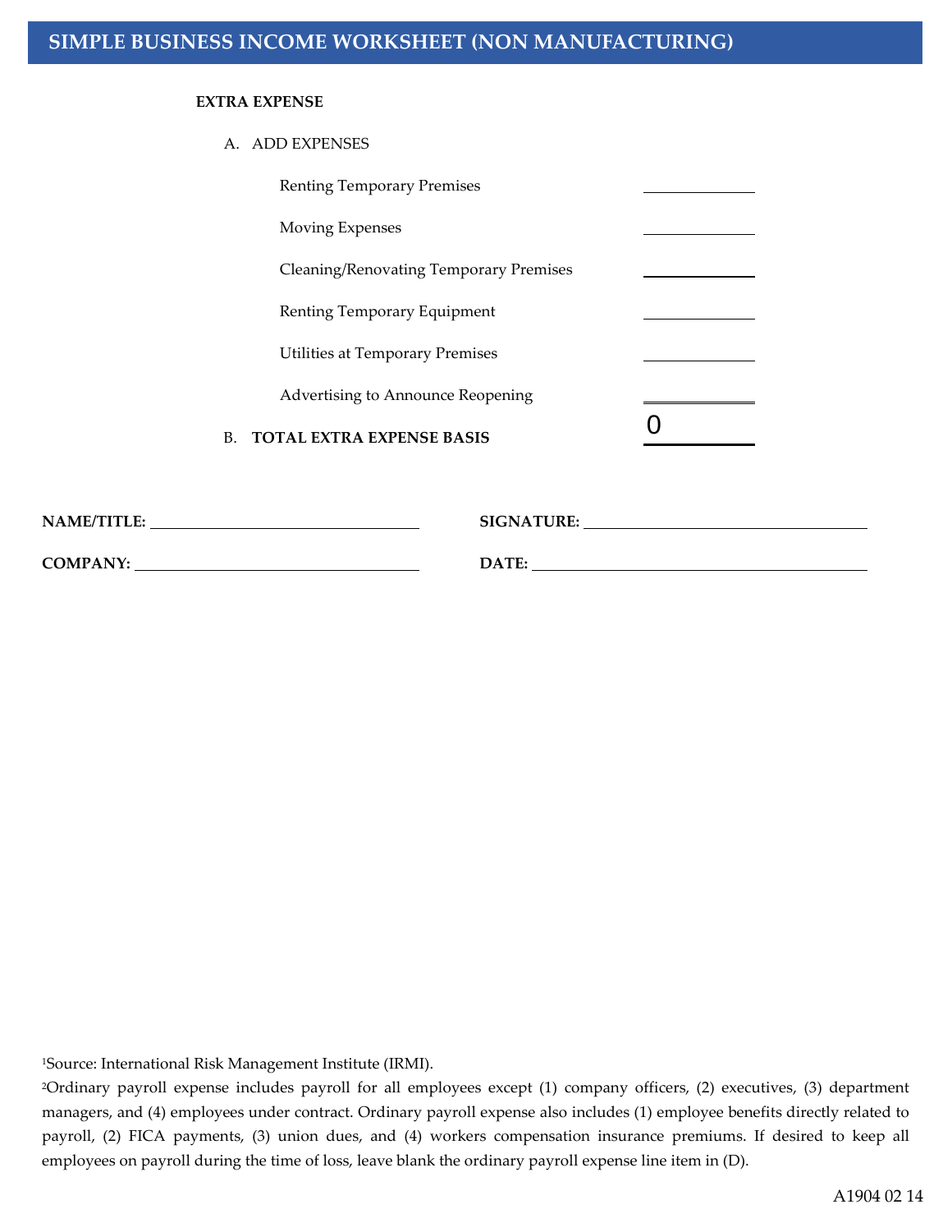# SIMPLE BUSINESS INCOME WORKSHEET (NON MANUFACTURING)

**EXTRA EXPENSE**

A. ADD EXPENSES

| | |
|---|---|
| Renting Temporary Premises | |
| Moving Expenses | |
| Cleaning/Renovating Temporary Premises | |
| Renting Temporary Equipment | |
| Utilities at Temporary Premises | |
| Advertising to Announce Reopening | |

B. **TOTAL EXTRA EXPENSE BASIS** 0

**NAME/TITLE:** ____________________ **SIGNATURE:** ____________________

**COMPANY:** ____________________ **DATE:** ____________________

[1]Source: International Risk Management Institute (IRMI).

[2]Ordinary payroll expense includes payroll for all employees except (1) company officers, (2) executives, (3) department managers, and (4) employees under contract. Ordinary payroll expense also includes (1) employee benefits directly related to payroll, (2) FICA payments, (3) union dues, and (4) workers compensation insurance premiums. If desired to keep all employees on payroll during the time of loss, leave blank the ordinary payroll expense line item in (D).

A1904 02 14